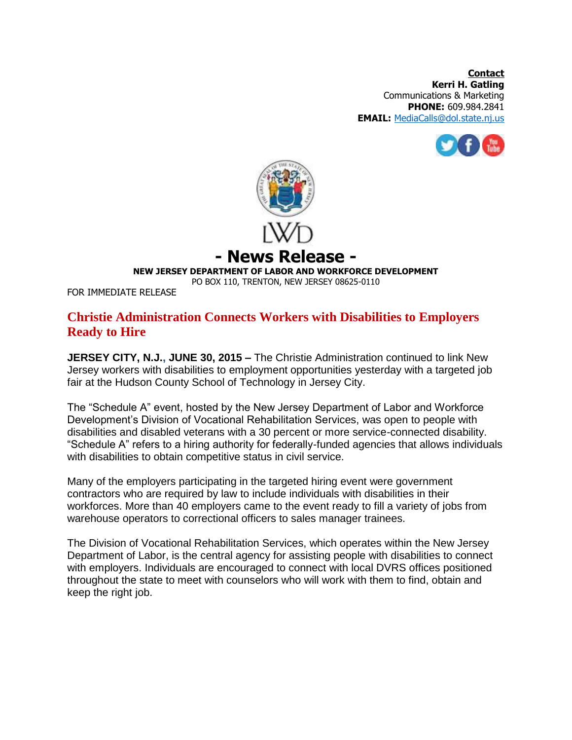**Contact**
**Kerri H. Gatling**
Communications & Marketing
**PHONE:** 609.984.2841
**EMAIL:** MediaCalls@dol.state.nj.us

LWD

# - News Release -

**NEW JERSEY DEPARTMENT OF LABOR AND WORKFORCE DEVELOPMENT**
PO BOX 110, TRENTON, NEW JERSEY 08625-0110

FOR IMMEDIATE RELEASE

## Christie Administration Connects Workers with Disabilities to Employers Ready to Hire

**JERSEY CITY, N.J., JUNE 30, 2015 –** The Christie Administration continued to link New Jersey workers with disabilities to employment opportunities yesterday with a targeted job fair at the Hudson County School of Technology in Jersey City.

The "Schedule A" event, hosted by the New Jersey Department of Labor and Workforce Development's Division of Vocational Rehabilitation Services, was open to people with disabilities and disabled veterans with a 30 percent or more service-connected disability. "Schedule A" refers to a hiring authority for federally-funded agencies that allows individuals with disabilities to obtain competitive status in civil service.

Many of the employers participating in the targeted hiring event were government contractors who are required by law to include individuals with disabilities in their workforces. More than 40 employers came to the event ready to fill a variety of jobs from warehouse operators to correctional officers to sales manager trainees.

The Division of Vocational Rehabilitation Services, which operates within the New Jersey Department of Labor, is the central agency for assisting people with disabilities to connect with employers. Individuals are encouraged to connect with local DVRS offices positioned throughout the state to meet with counselors who will work with them to find, obtain and keep the right job.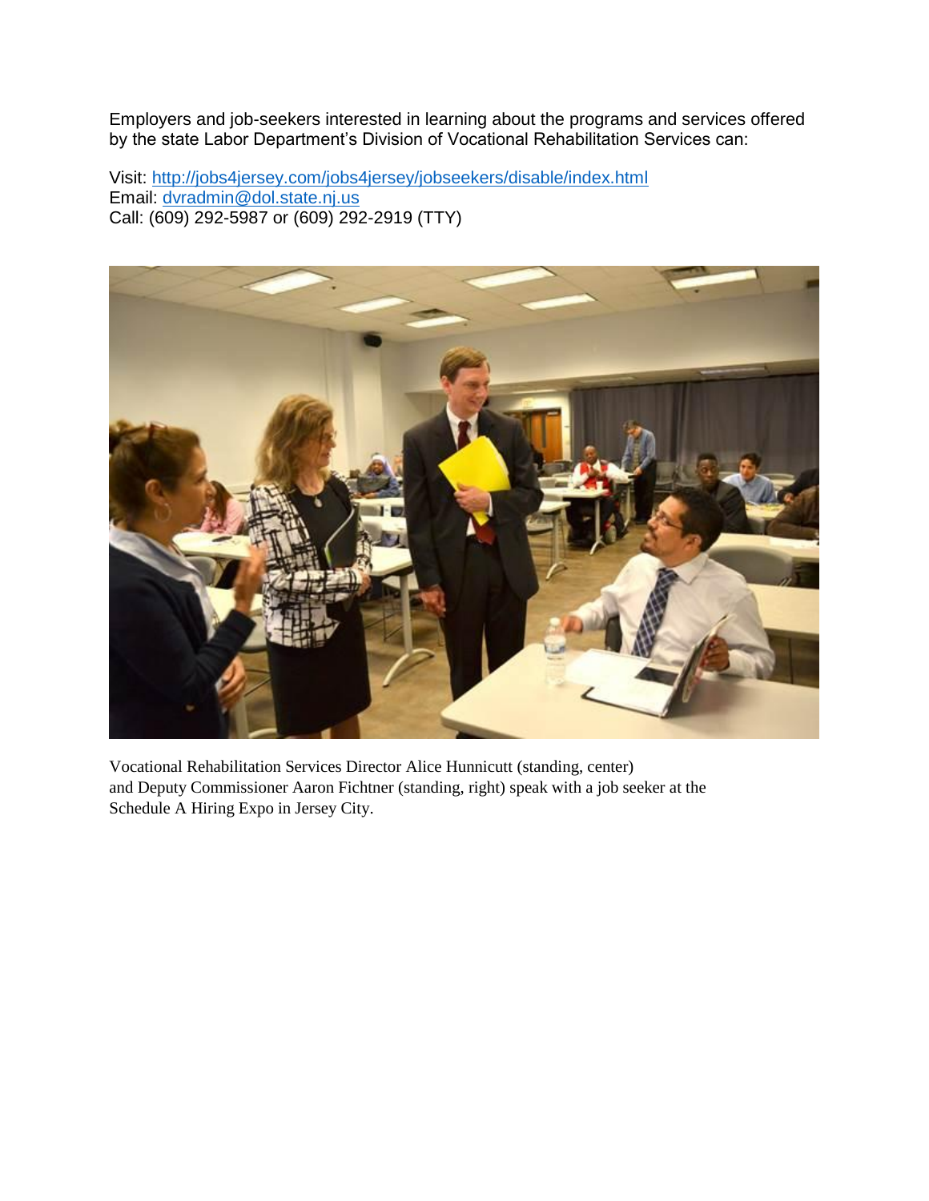Employers and job-seekers interested in learning about the programs and services offered by the state Labor Department's Division of Vocational Rehabilitation Services can:

Visit: http://jobs4jersey.com/jobs4jersey/jobseekers/disable/index.html
Email: dvradmin@dol.state.nj.us
Call: (609) 292-5987 or (609) 292-2919 (TTY)

Vocational Rehabilitation Services Director Alice Hunnicutt (standing, center) and Deputy Commissioner Aaron Fichtner (standing, right) speak with a job seeker at the Schedule A Hiring Expo in Jersey City.